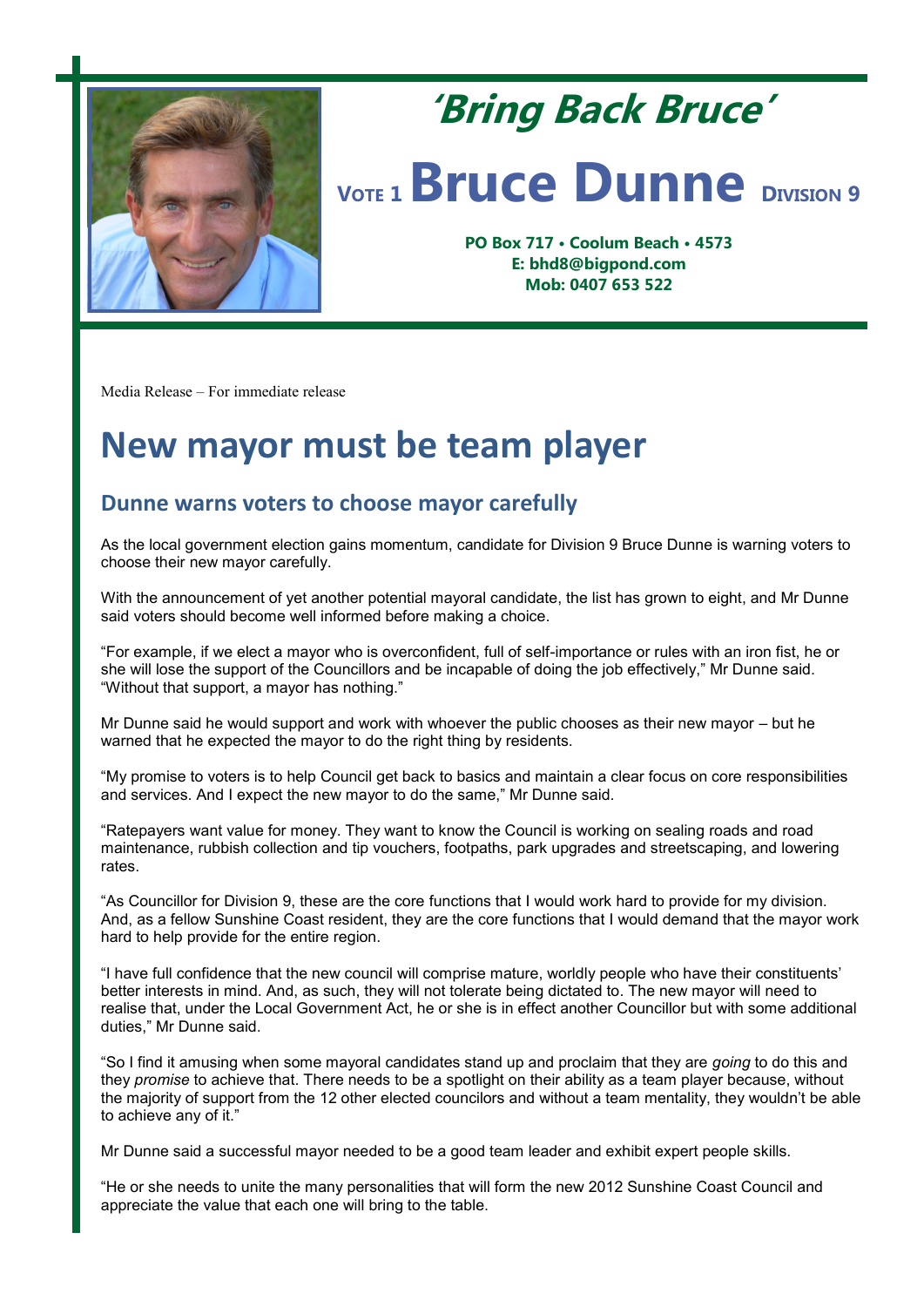# 'Bring Back Bruce'

VOTE 1 **Bruce Dunne** DIVISION 9

**PO Box 717 • Coolum Beach • 4573**
**E: bhd8@bigpond.com**
**Mob: 0407 653 522**

Media Release – For immediate release

# New mayor must be team player

## Dunne warns voters to choose mayor carefully

As the local government election gains momentum, candidate for Division 9 Bruce Dunne is warning voters to choose their new mayor carefully.

With the announcement of yet another potential mayoral candidate, the list has grown to eight, and Mr Dunne said voters should become well informed before making a choice.

"For example, if we elect a mayor who is overconfident, full of self-importance or rules with an iron fist, he or she will lose the support of the Councillors and be incapable of doing the job effectively," Mr Dunne said. "Without that support, a mayor has nothing."

Mr Dunne said he would support and work with whoever the public chooses as their new mayor – but he warned that he expected the mayor to do the right thing by residents.

"My promise to voters is to help Council get back to basics and maintain a clear focus on core responsibilities and services. And I expect the new mayor to do the same," Mr Dunne said.

"Ratepayers want value for money. They want to know the Council is working on sealing roads and road maintenance, rubbish collection and tip vouchers, footpaths, park upgrades and streetscaping, and lowering rates.

"As Councillor for Division 9, these are the core functions that I would work hard to provide for my division. And, as a fellow Sunshine Coast resident, they are the core functions that I would demand that the mayor work hard to help provide for the entire region.

"I have full confidence that the new council will comprise mature, worldly people who have their constituents' better interests in mind. And, as such, they will not tolerate being dictated to. The new mayor will need to realise that, under the Local Government Act, he or she is in effect another Councillor but with some additional duties," Mr Dunne said.

"So I find it amusing when some mayoral candidates stand up and proclaim that they are *going* to do this and they *promise* to achieve that. There needs to be a spotlight on their ability as a team player because, without the majority of support from the 12 other elected councilors and without a team mentality, they wouldn't be able to achieve any of it."

Mr Dunne said a successful mayor needed to be a good team leader and exhibit expert people skills.

"He or she needs to unite the many personalities that will form the new 2012 Sunshine Coast Council and appreciate the value that each one will bring to the table.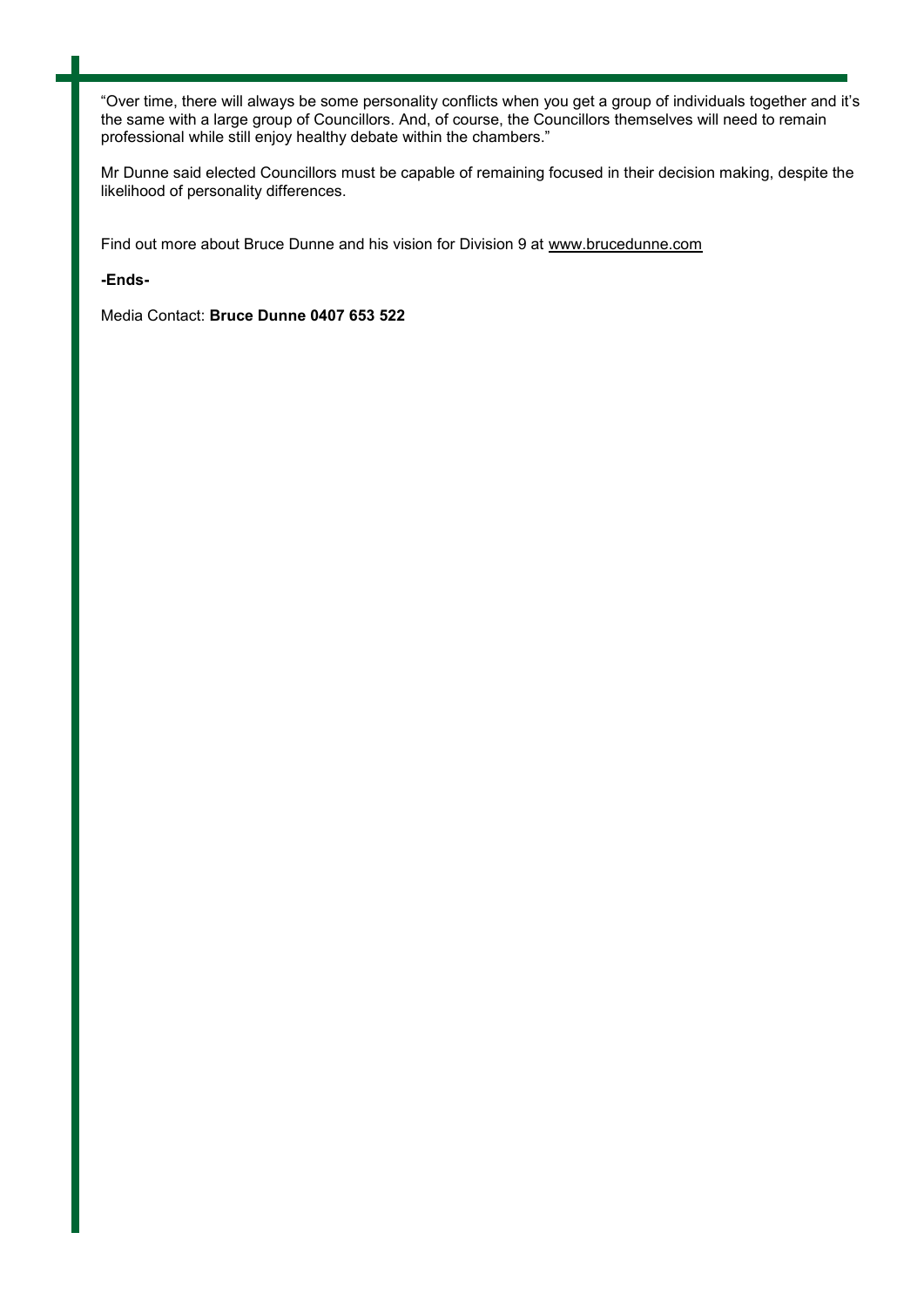"Over time, there will always be some personality conflicts when you get a group of individuals together and it's the same with a large group of Councillors. And, of course, the Councillors themselves will need to remain professional while still enjoy healthy debate within the chambers."

Mr Dunne said elected Councillors must be capable of remaining focused in their decision making, despite the likelihood of personality differences.

Find out more about Bruce Dunne and his vision for Division 9 at www.brucedunne.com

**-Ends-**

Media Contact: **Bruce Dunne 0407 653 522**